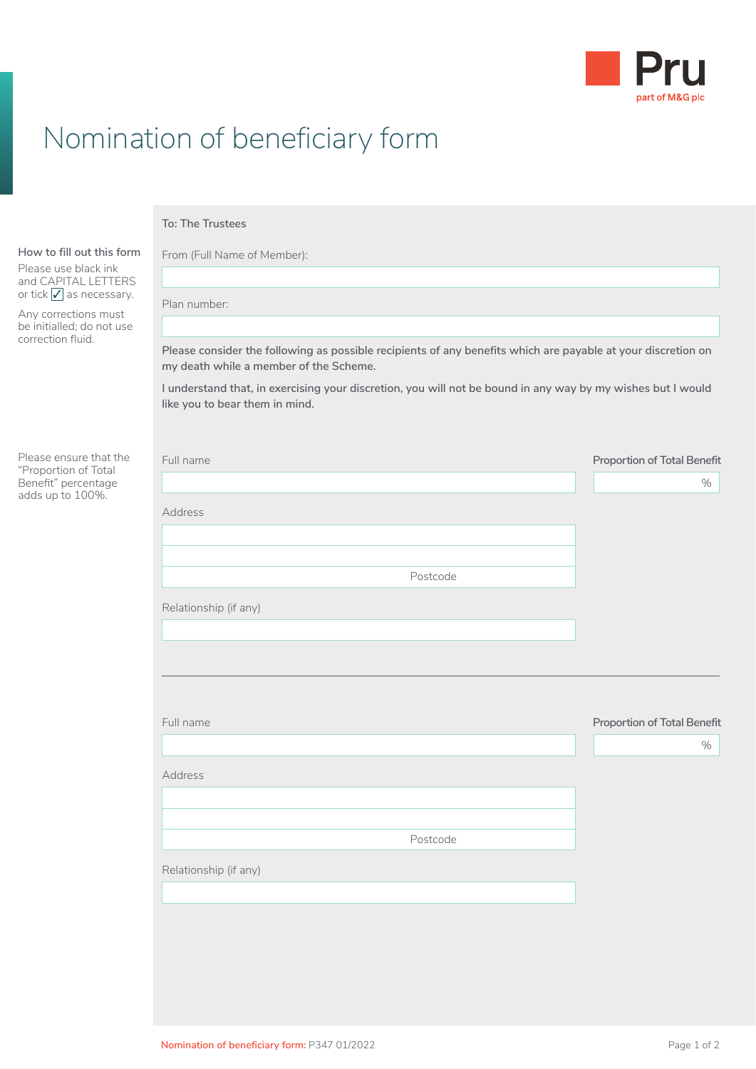Pru
part of M&G plc

# Nomination of beneficiary form

**How to fill out this form**

Please use black ink and CAPITAL LETTERS or tick ✓ as necessary.

Any corrections must be initialled; do not use correction fluid.

**To: The Trustees**

From (Full Name of Member):

Plan number:

**Please consider the following as possible recipients of any benefits which are payable at your discretion on my death while a member of the Scheme.**

**I understand that, in exercising your discretion, you will not be bound in any way by my wishes but I would like you to bear them in mind.**

Please ensure that the "Proportion of Total Benefit" percentage adds up to 100%.

Full name

Proportion of Total Benefit %

Address

Postcode

Relationship (if any)

---

Full name

Proportion of Total Benefit %

Address

Postcode

Relationship (if any)

Nomination of beneficiary form: P347 01/2022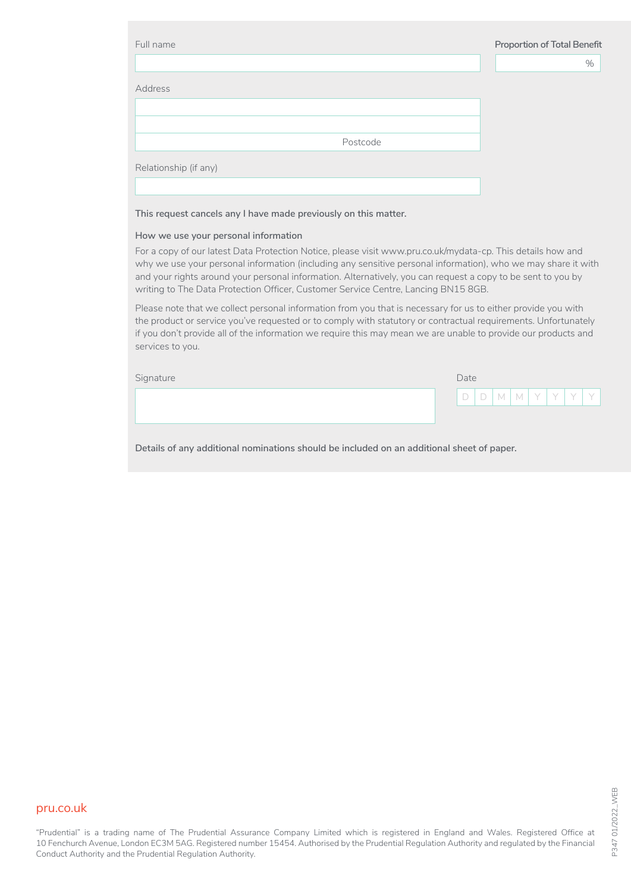Full name

Proportion of Total Benefit

%

Address

Postcode

Relationship (if any)

**This request cancels any I have made previously on this matter.**

**How we use your personal information**

For a copy of our latest Data Protection Notice, please visit www.pru.co.uk/mydata-cp. This details how and why we use your personal information (including any sensitive personal information), who we may share it with and your rights around your personal information. Alternatively, you can request a copy to be sent to you by writing to The Data Protection Officer, Customer Service Centre, Lancing BN15 8GB.

Please note that we collect personal information from you that is necessary for us to either provide you with the product or service you've requested or to comply with statutory or contractual requirements. Unfortunately if you don't provide all of the information we require this may mean we are unable to provide our products and services to you.

Signature

Date

D D M M Y Y Y Y

**Details of any additional nominations should be included on an additional sheet of paper.**

pru.co.uk

"Prudential" is a trading name of The Prudential Assurance Company Limited which is registered in England and Wales. Registered Office at 10 Fenchurch Avenue, London EC3M 5AG. Registered number 15454. Authorised by the Prudential Regulation Authority and regulated by the Financial Conduct Authority and the Prudential Regulation Authority.

P347 01/2022_WEB